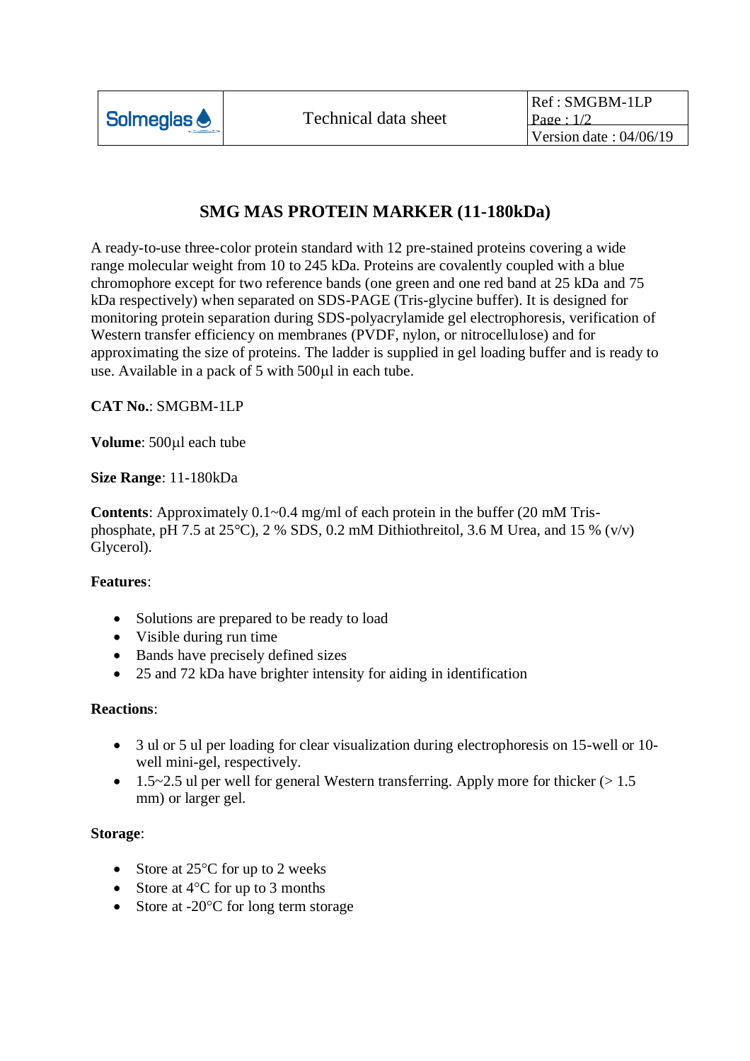# SMG MAS PROTEIN MARKER (11-180kDa)

A ready-to-use three-color protein standard with 12 pre-stained proteins covering a wide range molecular weight from 10 to 245 kDa. Proteins are covalently coupled with a blue chromophore except for two reference bands (one green and one red band at 25 kDa and 75 kDa respectively) when separated on SDS-PAGE (Tris-glycine buffer). It is designed for monitoring protein separation during SDS-polyacrylamide gel electrophoresis, verification of Western transfer efficiency on membranes (PVDF, nylon, or nitrocellulose) and for approximating the size of proteins. The ladder is supplied in gel loading buffer and is ready to use. Available in a pack of 5 with 500µl in each tube.

**CAT No.**: SMGBM-1LP

**Volume**: 500µl each tube

**Size Range**: 11-180kDa

**Contents**: Approximately 0.1~0.4 mg/ml of each protein in the buffer (20 mM Tris-phosphate, pH 7.5 at 25°C), 2 % SDS, 0.2 mM Dithiothreitol, 3.6 M Urea, and 15 % (v/v) Glycerol).

**Features**:

- Solutions are prepared to be ready to load
- Visible during run time
- Bands have precisely defined sizes
- 25 and 72 kDa have brighter intensity for aiding in identification

**Reactions**:

- 3 ul or 5 ul per loading for clear visualization during electrophoresis on 15-well or 10-well mini-gel, respectively.
- 1.5~2.5 ul per well for general Western transferring. Apply more for thicker (> 1.5 mm) or larger gel.

**Storage**:

- Store at 25°C for up to 2 weeks
- Store at 4°C for up to 3 months
- Store at -20°C for long term storage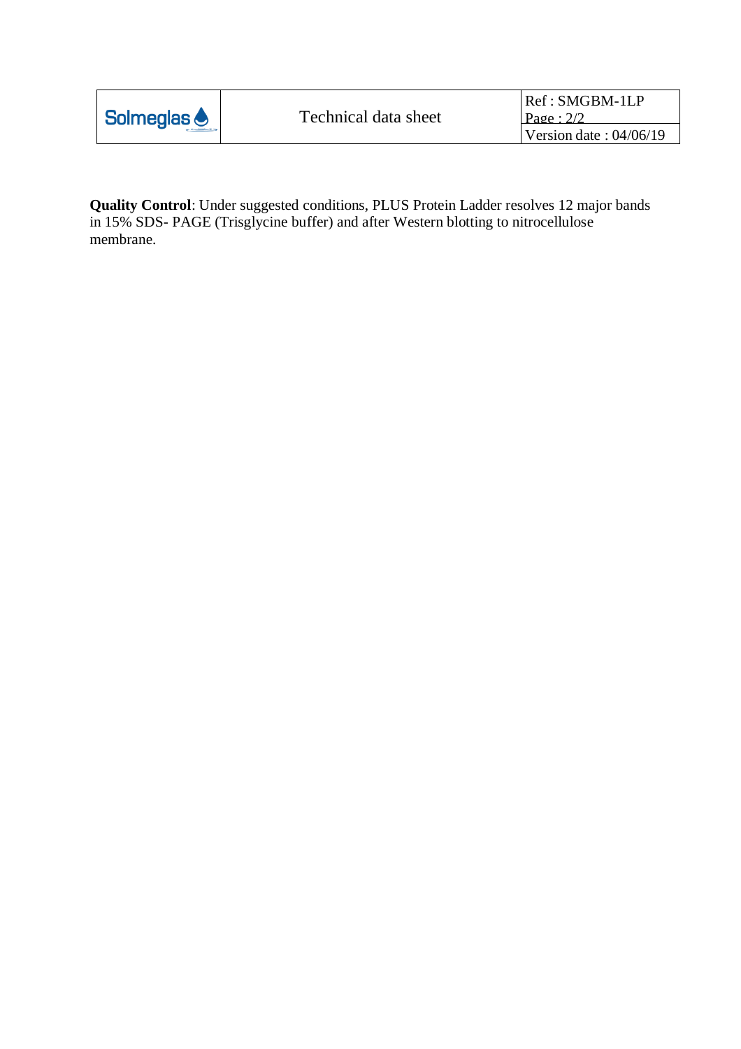**Quality Control**: Under suggested conditions, PLUS Protein Ladder resolves 12 major bands in 15% SDS- PAGE (Trisglycine buffer) and after Western blotting to nitrocellulose membrane.